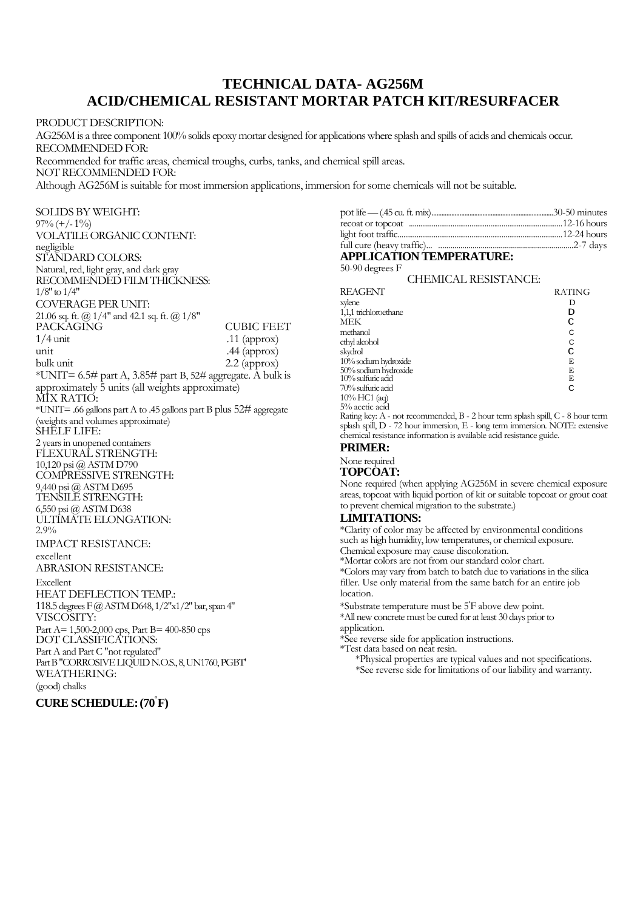# TECHNICAL DATA- AG256M
# ACID/CHEMICAL RESISTANT MORTAR PATCH KIT/RESURFACER

PRODUCT DESCRIPTION:
AG256M is a three component 100% solids epoxy mortar designed for applications where splash and spills of acids and chemicals occur.
RECOMMENDED FOR:
Recommended for traffic areas, chemical troughs, curbs, tanks, and chemical spill areas.
NOT RECOMMENDED FOR:
Although AG256M is suitable for most immersion applications, immersion for some chemicals will not be suitable.

SOLIDS BY WEIGHT:
97% (+/- 1%)
VOLATILE ORGANIC CONTENT:
negligible
STANDARD COLORS:
Natural, red, light gray, and dark gray
RECOMMENDED FILM THICKNESS:
1/8" to 1/4"
COVERAGE PER UNIT:
21.06 sq. ft. @ 1/4" and 42.1 sq. ft. @ 1/8"

| PACKAGING | CUBIC FEET |
|---|---|
| 1/4 unit | .11 (approx) |
| unit | .44 (approx) |
| bulk unit | 2.2 (approx) |

*UNIT= 6.5# part A, 3.85# part B, 52# aggregate. A bulk is approximately 5 units (all weights approximate)
MIX RATIO:
*UNIT= .66 gallons part A to .45 gallons part B plus 52# aggregate (weights and volumes approximate)
SHELF LIFE:
2 years in unopened containers
FLEXURAL STRENGTH:
10,120 psi @ ASTM D790
COMPRESSIVE STRENGTH:
9,440 psi @ ASTM D695
TENSILE STRENGTH:
6,550 psi @ ASTM D638
ULTIMATE ELONGATION:
2.9%
IMPACT RESISTANCE:
excellent
ABRASION RESISTANCE:
Excellent
HEAT DEFLECTION TEMP.:
118.5 degrees F @ ASTM D648, 1/2"x1/2" bar, span 4"
VISCOSITY:
Part A= 1,500-2,000 cps, Part B= 400-850 cps
DOT CLASSIFICATIONS:
Part A and Part C "not regulated"
Part B "CORROSIVE LIQUID N.O.S., 8, UN1760, PGII"
WEATHERING:
(good) chalks

**CURE SCHEDULE: (70°F)**

pot life — (.45 cu. ft. mix)........30-50 minutes
recoat or topcoat ........12-16 hours
light foot traffic........12-24 hours
full cure (heavy traffic)... ........2-7 days

**APPLICATION TEMPERATURE:**
50-90 degrees F

CHEMICAL RESISTANCE:

| REAGENT | RATING |
|---|---|
| xylene | D |
| 1,1,1 trichloroethane | D |
| MEK | C |
| methanol | C |
| ethyl alcohol | C |
| skydrol | C |
| 10% sodium hydroxide | E |
| 50% sodium hydroxide | E |
| 10% sulfuric acid | E |
| 70% sulfuric acid | C |
| 10% HC1 (aq) | |
| 5% acetic acid | |

Rating key: A - not recommended, B - 2 hour term splash spill, C - 8 hour term splash spill, D - 72 hour immersion, E - long term immersion. NOTE: extensive chemical resistance information is available acid resistance guide.

**PRIMER:**
None required

**TOPCOAT:**
None required (when applying AG256M in severe chemical exposure areas, topcoat with liquid portion of kit or suitable topcoat or grout coat to prevent chemical migration to the substrate.)

**LIMITATIONS:**
*Clarity of color may be affected by environmental conditions such as high humidity, low temperatures, or chemical exposure. Chemical exposure may cause discoloration.
*Mortar colors are not from our standard color chart.
*Colors may vary from batch to batch due to variations in the silica filler. Use only material from the same batch for an entire job location.
*Substrate temperature must be 5°F above dew point.
*All new concrete must be cured for at least 30 days prior to application.
*See reverse side for application instructions.
*Test data based on neat resin.
*Physical properties are typical values and not specifications.
*See reverse side for limitations of our liability and warranty.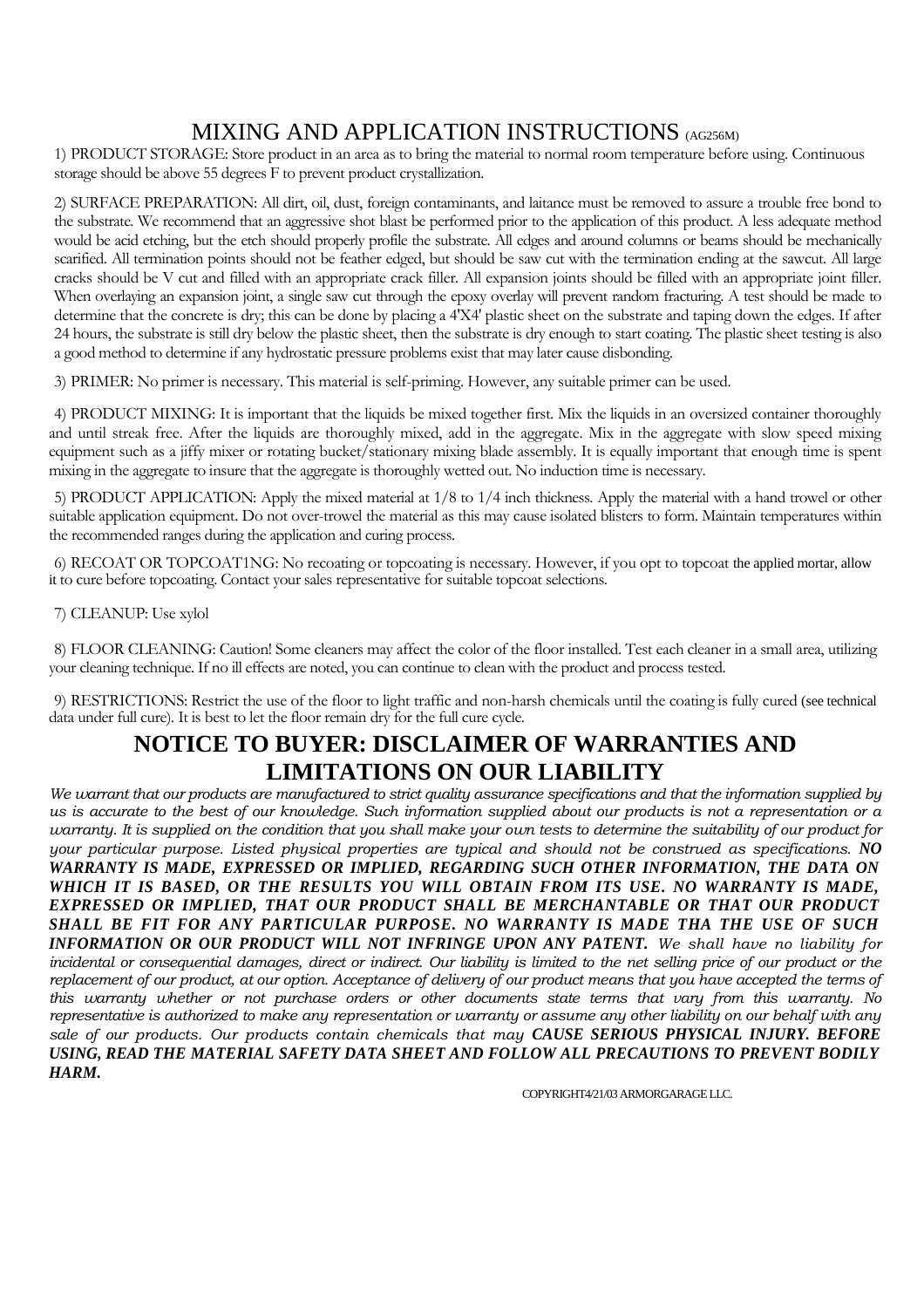# MIXING AND APPLICATION INSTRUCTIONS (AG256M)

1) PRODUCT STORAGE: Store product in an area as to bring the material to normal room temperature before using. Continuous storage should be above 55 degrees F to prevent product crystallization.

2) SURFACE PREPARATION: All dirt, oil, dust, foreign contaminants, and laitance must be removed to assure a trouble free bond to the substrate. We recommend that an aggressive shot blast be performed prior to the application of this product. A less adequate method would be acid etching, but the etch should properly profile the substrate. All edges and around columns or beams should be mechanically scarified. All termination points should not be feather edged, but should be saw cut with the termination ending at the sawcut. All large cracks should be V cut and filled with an appropriate crack filler. All expansion joints should be filled with an appropriate joint filler. When overlaying an expansion joint, a single saw cut through the epoxy overlay will prevent random fracturing. A test should be made to determine that the concrete is dry; this can be done by placing a 4'X4' plastic sheet on the substrate and taping down the edges. If after 24 hours, the substrate is still dry below the plastic sheet, then the substrate is dry enough to start coating. The plastic sheet testing is also a good method to determine if any hydrostatic pressure problems exist that may later cause disbonding.

3) PRIMER: No primer is necessary. This material is self-priming. However, any suitable primer can be used.

4) PRODUCT MIXING: It is important that the liquids be mixed together first. Mix the liquids in an oversized container thoroughly and until streak free. After the liquids are thoroughly mixed, add in the aggregate. Mix in the aggregate with slow speed mixing equipment such as a jiffy mixer or rotating bucket/stationary mixing blade assembly. It is equally important that enough time is spent mixing in the aggregate to insure that the aggregate is thoroughly wetted out. No induction time is necessary.

5) PRODUCT APPLICATION: Apply the mixed material at 1/8 to 1/4 inch thickness. Apply the material with a hand trowel or other suitable application equipment. Do not over-trowel the material as this may cause isolated blisters to form. Maintain temperatures within the recommended ranges during the application and curing process.

6) RECOAT OR TOPCOAT1NG: No recoating or topcoating is necessary. However, if you opt to topcoat the applied mortar, allow it to cure before topcoating. Contact your sales representative for suitable topcoat selections.

7) CLEANUP: Use xylol

8) FLOOR CLEANING: Caution! Some cleaners may affect the color of the floor installed. Test each cleaner in a small area, utilizing your cleaning technique. If no ill effects are noted, you can continue to clean with the product and process tested.

9) RESTRICTIONS: Restrict the use of the floor to light traffic and non-harsh chemicals until the coating is fully cured (see technical data under full cure). It is best to let the floor remain dry for the full cure cycle.

## NOTICE TO BUYER: DISCLAIMER OF WARRANTIES AND LIMITATIONS ON OUR LIABILITY

*We warrant that our products are manufactured to strict quality assurance specifications and that the information supplied by us is accurate to the best of our knowledge. Such information supplied about our products is not a representation or a warranty. It is supplied on the condition that you shall make your own tests to determine the suitability of our product for your particular purpose. Listed physical properties are typical and should not be construed as specifications.* ***NO WARRANTY IS MADE, EXPRESSED OR IMPLIED, REGARDING SUCH OTHER INFORMATION, THE DATA ON WHICH IT IS BASED, OR THE RESULTS YOU WILL OBTAIN FROM ITS USE. NO WARRANTY IS MADE, EXPRESSED OR IMPLIED, THAT OUR PRODUCT SHALL BE MERCHANTABLE OR THAT OUR PRODUCT SHALL BE FIT FOR ANY PARTICULAR PURPOSE. NO WARRANTY IS MADE THA THE USE OF SUCH INFORMATION OR OUR PRODUCT WILL NOT INFRINGE UPON ANY PATENT.*** *We shall have no liability for incidental or consequential damages, direct or indirect. Our liability is limited to the net selling price of our product or the replacement of our product, at our option. Acceptance of delivery of our product means that you have accepted the terms of this warranty whether or not purchase orders or other documents state terms that vary from this warranty. No representative is authorized to make any representation or warranty or assume any other liability on our behalf with any sale of our products. Our products contain chemicals that may* ***CAUSE SERIOUS PHYSICAL INJURY. BEFORE USING, READ THE MATERIAL SAFETY DATA SHEET AND FOLLOW ALL PRECAUTIONS TO PREVENT BODILY HARM.***

COPYRIGHT4/21/03 ARMORGARAGE LLC.